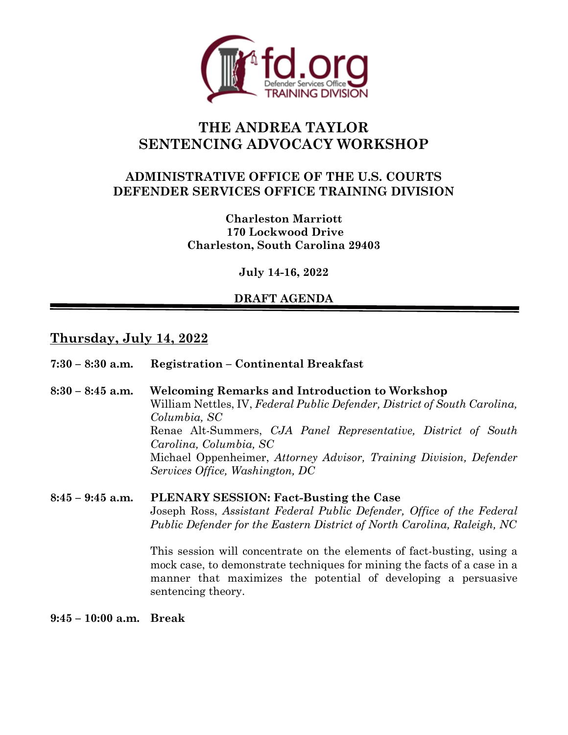# THE ANDREA TAYLOR SENTENCING ADVOCACY WORKSHOP

## ADMINISTRATIVE OFFICE OF THE U.S. COURTS DEFENDER SERVICES OFFICE TRAINING DIVISION

**Charleston Marriott**
**170 Lockwood Drive**
**Charleston, South Carolina 29403**

**July 14-16, 2022**

**DRAFT AGENDA**

---

## Thursday, July 14, 2022

**7:30 – 8:30 a.m.** **Registration – Continental Breakfast**

**8:30 – 8:45 a.m.** **Welcoming Remarks and Introduction to Workshop**
William Nettles, IV, *Federal Public Defender, District of South Carolina, Columbia, SC*
Renae Alt-Summers, *CJA Panel Representative, District of South Carolina, Columbia, SC*
Michael Oppenheimer, *Attorney Advisor, Training Division, Defender Services Office, Washington, DC*

**8:45 – 9:45 a.m.** **PLENARY SESSION: Fact-Busting the Case**
Joseph Ross, *Assistant Federal Public Defender, Office of the Federal Public Defender for the Eastern District of North Carolina, Raleigh, NC*

This session will concentrate on the elements of fact-busting, using a mock case, to demonstrate techniques for mining the facts of a case in a manner that maximizes the potential of developing a persuasive sentencing theory.

**9:45 – 10:00 a.m.** **Break**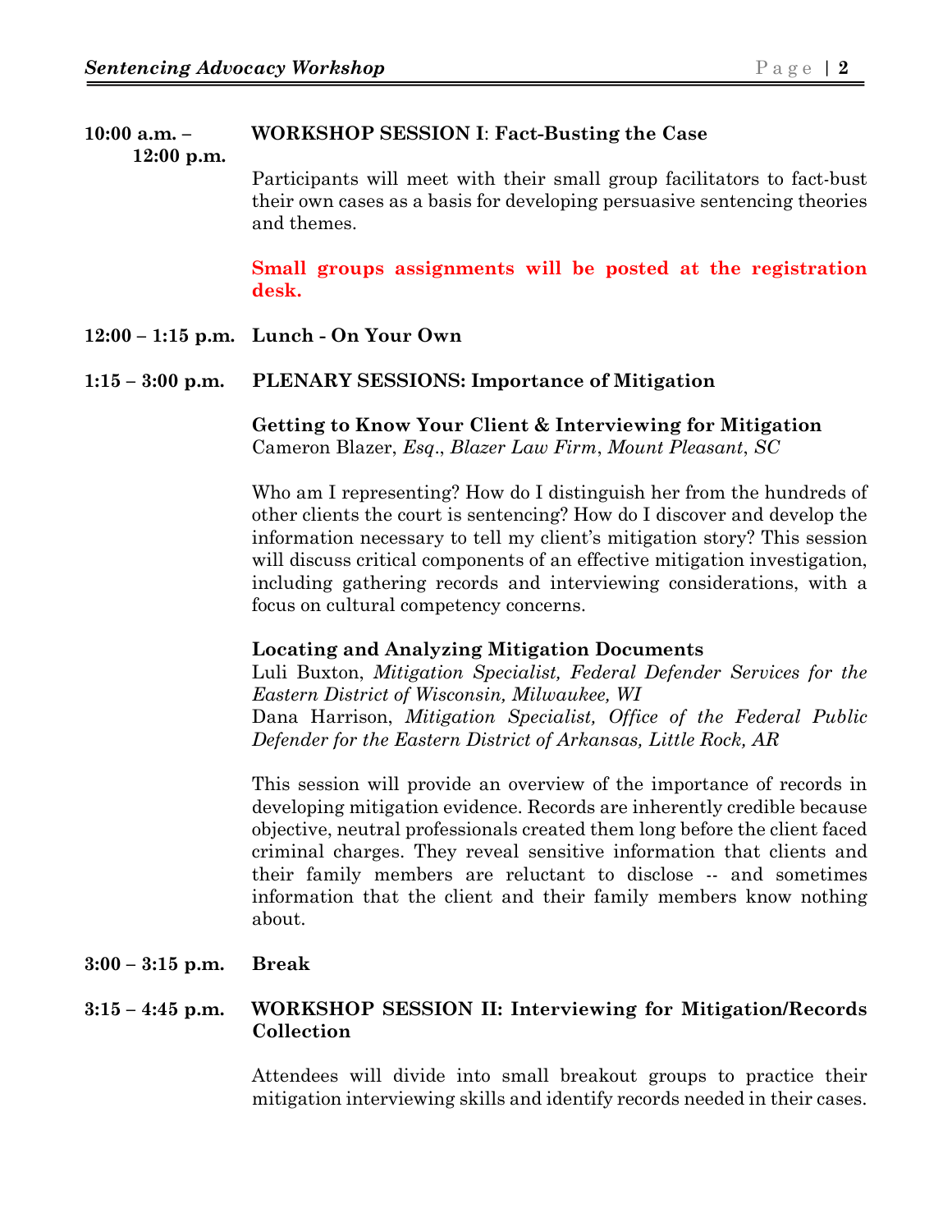**10:00 a.m. – 12:00 p.m.** **WORKSHOP SESSION I**: **Fact-Busting the Case**

Participants will meet with their small group facilitators to fact-bust their own cases as a basis for developing persuasive sentencing theories and themes.

**Small groups assignments will be posted at the registration desk.**

**12:00 – 1:15 p.m.** **Lunch - On Your Own**

**1:15 – 3:00 p.m.** **PLENARY SESSIONS: Importance of Mitigation**

**Getting to Know Your Client & Interviewing for Mitigation**
Cameron Blazer, *Esq*., *Blazer Law Firm*, *Mount Pleasant*, *SC*

Who am I representing? How do I distinguish her from the hundreds of other clients the court is sentencing? How do I discover and develop the information necessary to tell my client's mitigation story? This session will discuss critical components of an effective mitigation investigation, including gathering records and interviewing considerations, with a focus on cultural competency concerns.

**Locating and Analyzing Mitigation Documents**
Luli Buxton, *Mitigation Specialist, Federal Defender Services for the Eastern District of Wisconsin, Milwaukee, WI*
Dana Harrison, *Mitigation Specialist, Office of the Federal Public Defender for the Eastern District of Arkansas, Little Rock, AR*

This session will provide an overview of the importance of records in developing mitigation evidence. Records are inherently credible because objective, neutral professionals created them long before the client faced criminal charges. They reveal sensitive information that clients and their family members are reluctant to disclose -- and sometimes information that the client and their family members know nothing about.

**3:00 – 3:15 p.m.** **Break**

**3:15 – 4:45 p.m.** **WORKSHOP SESSION II: Interviewing for Mitigation/Records Collection**

Attendees will divide into small breakout groups to practice their mitigation interviewing skills and identify records needed in their cases.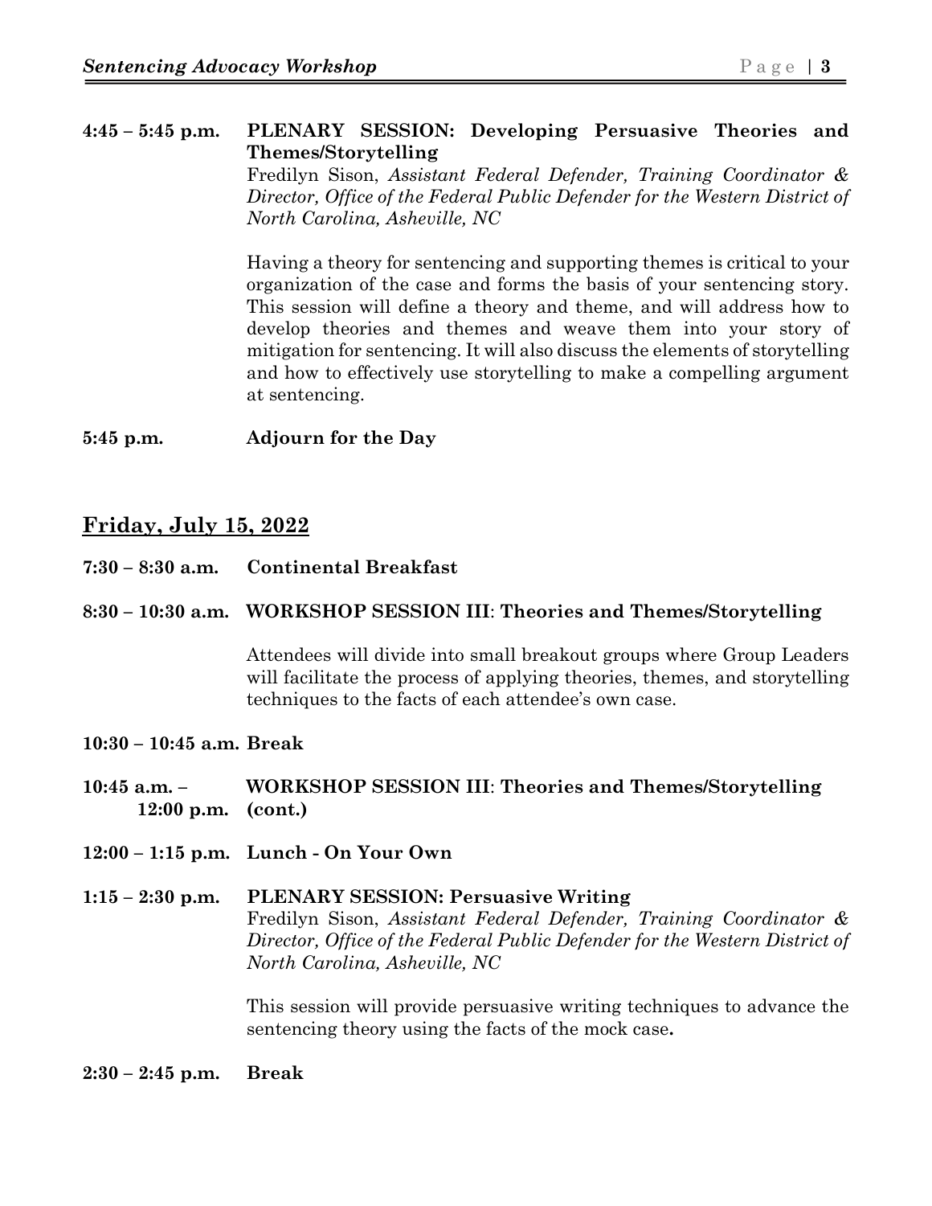**4:45 – 5:45 p.m.** **PLENARY SESSION: Developing Persuasive Theories and Themes/Storytelling**
Fredilyn Sison, *Assistant Federal Defender, Training Coordinator & Director, Office of the Federal Public Defender for the Western District of North Carolina, Asheville, NC*

Having a theory for sentencing and supporting themes is critical to your organization of the case and forms the basis of your sentencing story. This session will define a theory and theme, and will address how to develop theories and themes and weave them into your story of mitigation for sentencing. It will also discuss the elements of storytelling and how to effectively use storytelling to make a compelling argument at sentencing.

**5:45 p.m.** **Adjourn for the Day**

## Friday, July 15, 2022

**7:30 – 8:30 a.m.** **Continental Breakfast**

**8:30 – 10:30 a.m.** **WORKSHOP SESSION III**: **Theories and Themes/Storytelling**

Attendees will divide into small breakout groups where Group Leaders will facilitate the process of applying theories, themes, and storytelling techniques to the facts of each attendee's own case.

**10:30 – 10:45 a.m.** **Break**

**10:45 a.m. – 12:00 p.m.** **WORKSHOP SESSION III**: **Theories and Themes/Storytelling (cont.)**

**12:00 – 1:15 p.m.** **Lunch - On Your Own**

**1:15 – 2:30 p.m.** **PLENARY SESSION: Persuasive Writing**
Fredilyn Sison, *Assistant Federal Defender, Training Coordinator & Director, Office of the Federal Public Defender for the Western District of North Carolina, Asheville, NC*

This session will provide persuasive writing techniques to advance the sentencing theory using the facts of the mock case**.**

**2:30 – 2:45 p.m.** **Break**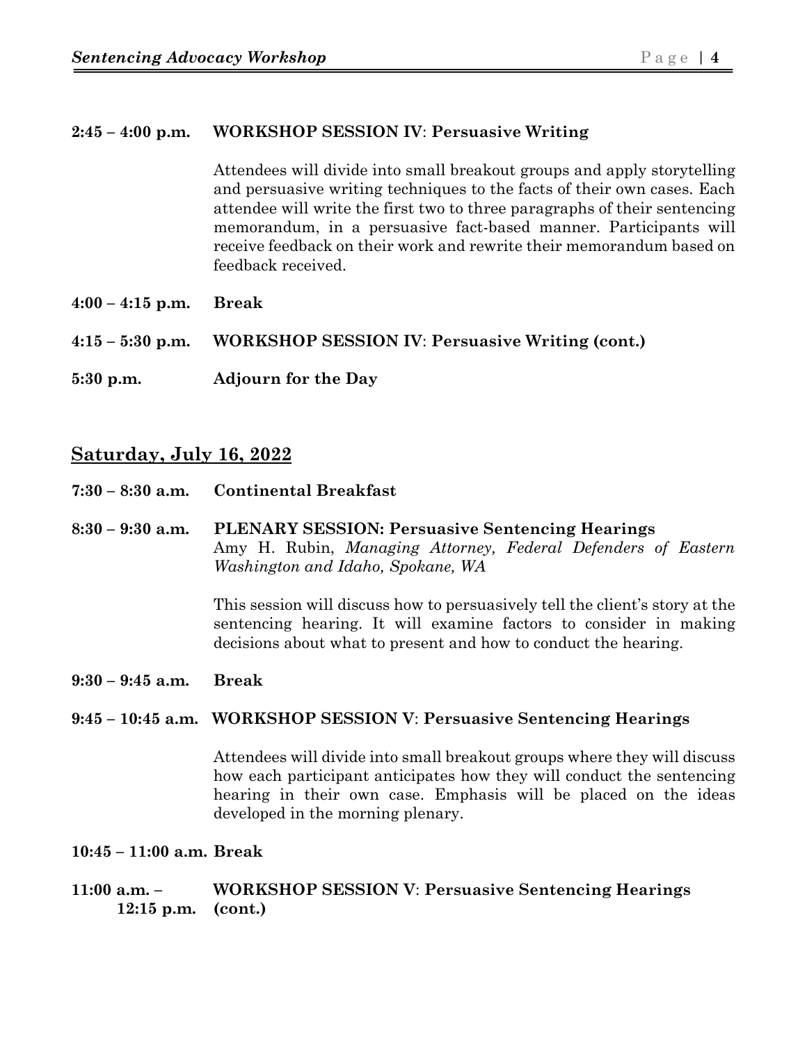**2:45 – 4:00 p.m.** **WORKSHOP SESSION IV**: **Persuasive Writing**

Attendees will divide into small breakout groups and apply storytelling and persuasive writing techniques to the facts of their own cases. Each attendee will write the first two to three paragraphs of their sentencing memorandum, in a persuasive fact-based manner. Participants will receive feedback on their work and rewrite their memorandum based on feedback received.

**4:00 – 4:15 p.m.** **Break**

**4:15 – 5:30 p.m.** **WORKSHOP SESSION IV**: **Persuasive Writing (cont.)**

**5:30 p.m.** **Adjourn for the Day**

## Saturday, July 16, 2022

**7:30 – 8:30 a.m.** **Continental Breakfast**

**8:30 – 9:30 a.m.** **PLENARY SESSION: Persuasive Sentencing Hearings**
Amy H. Rubin, *Managing Attorney, Federal Defenders of Eastern Washington and Idaho, Spokane, WA*

This session will discuss how to persuasively tell the client's story at the sentencing hearing. It will examine factors to consider in making decisions about what to present and how to conduct the hearing.

**9:30 – 9:45 a.m.** **Break**

**9:45 – 10:45 a.m.** **WORKSHOP SESSION V**: **Persuasive Sentencing Hearings**

Attendees will divide into small breakout groups where they will discuss how each participant anticipates how they will conduct the sentencing hearing in their own case. Emphasis will be placed on the ideas developed in the morning plenary.

**10:45 – 11:00 a.m.** **Break**

**11:00 a.m. – 12:15 p.m.** **WORKSHOP SESSION V**: **Persuasive Sentencing Hearings (cont.)**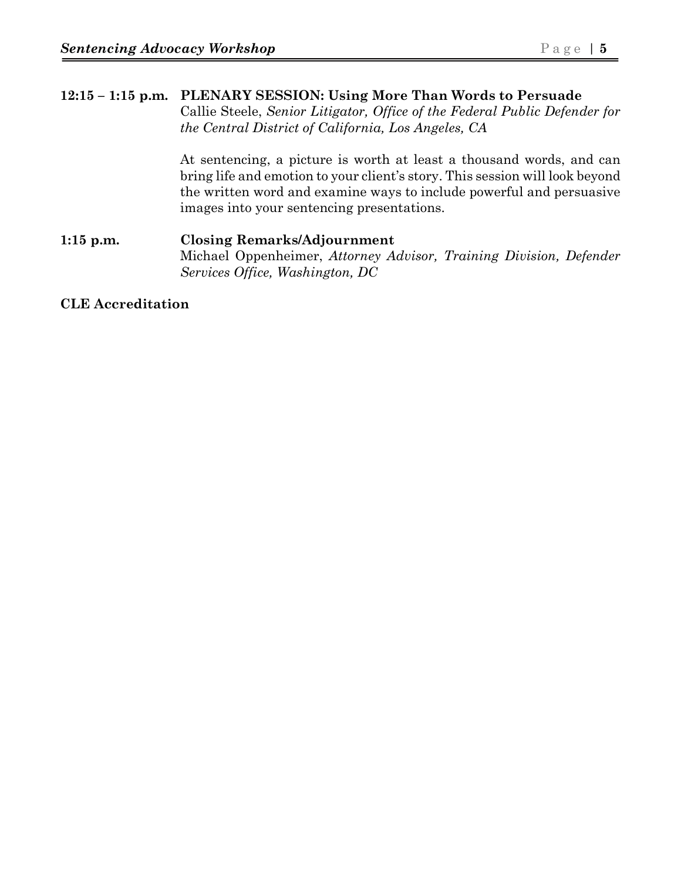**12:15 – 1:15 p.m.** **PLENARY SESSION: Using More Than Words to Persuade**
Callie Steele, *Senior Litigator, Office of the Federal Public Defender for the Central District of California, Los Angeles, CA*

At sentencing, a picture is worth at least a thousand words, and can bring life and emotion to your client's story. This session will look beyond the written word and examine ways to include powerful and persuasive images into your sentencing presentations.

**1:15 p.m.** **Closing Remarks/Adjournment**
Michael Oppenheimer, *Attorney Advisor, Training Division, Defender Services Office, Washington, DC*

**CLE Accreditation**